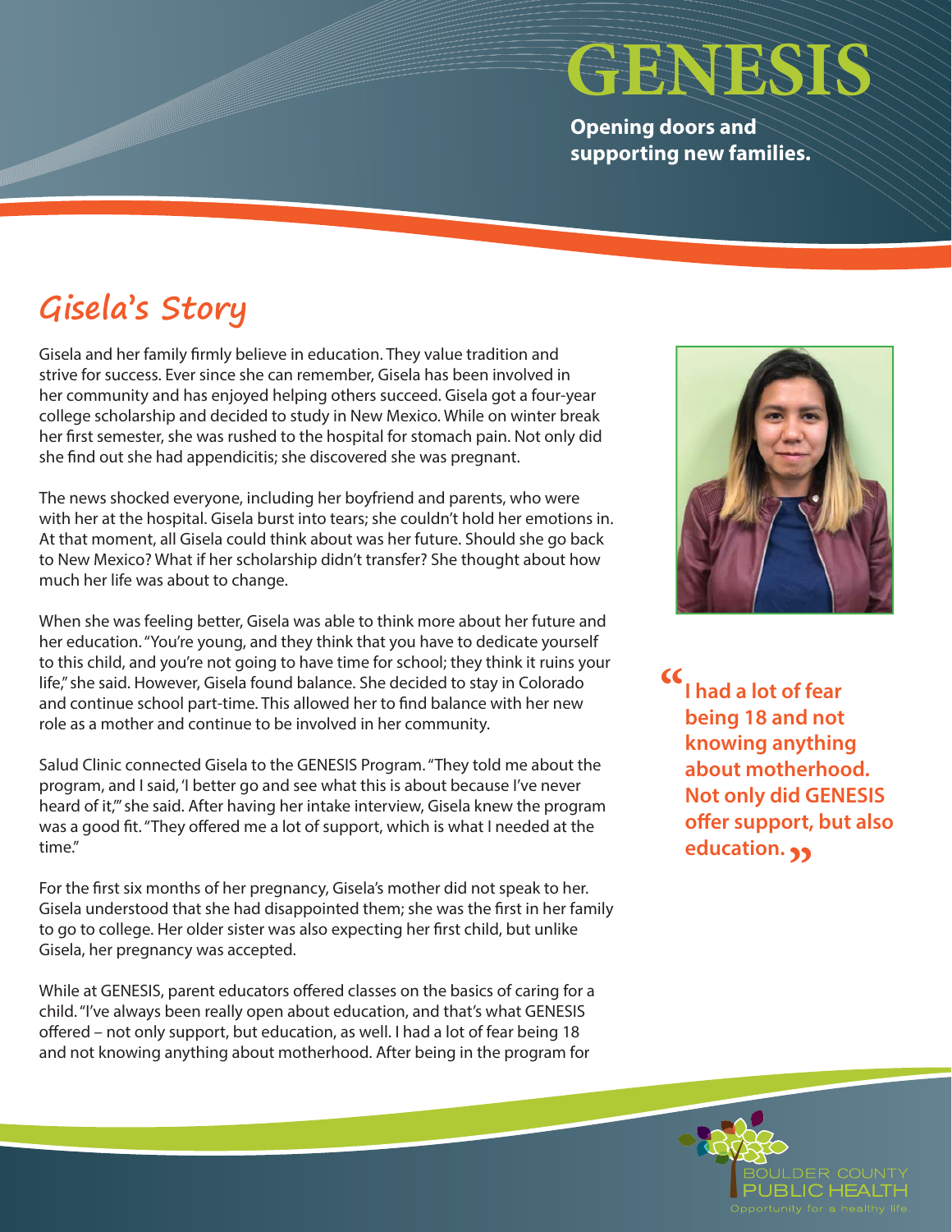# GENESIS

**Opening doors and supporting new families.**

## Gisela's Story

Gisela and her family firmly believe in education. They value tradition and strive for success. Ever since she can remember, Gisela has been involved in her community and has enjoyed helping others succeed. Gisela got a four-year college scholarship and decided to study in New Mexico. While on winter break her first semester, she was rushed to the hospital for stomach pain. Not only did she find out she had appendicitis; she discovered she was pregnant.

The news shocked everyone, including her boyfriend and parents, who were with her at the hospital. Gisela burst into tears; she couldn't hold her emotions in. At that moment, all Gisela could think about was her future. Should she go back to New Mexico? What if her scholarship didn't transfer? She thought about how much her life was about to change.

When she was feeling better, Gisela was able to think more about her future and her education. "You're young, and they think that you have to dedicate yourself to this child, and you're not going to have time for school; they think it ruins your life," she said. However, Gisela found balance. She decided to stay in Colorado and continue school part-time. This allowed her to find balance with her new role as a mother and continue to be involved in her community.

> **"I had a lot of fear being 18 and not knowing anything about motherhood. Not only did GENESIS offer support, but also education."**

Salud Clinic connected Gisela to the GENESIS Program. "They told me about the program, and I said, 'I better go and see what this is about because I've never heard of it,'" she said. After having her intake interview, Gisela knew the program was a good fit. "They offered me a lot of support, which is what I needed at the time."

For the first six months of her pregnancy, Gisela's mother did not speak to her. Gisela understood that she had disappointed them; she was the first in her family to go to college. Her older sister was also expecting her first child, but unlike Gisela, her pregnancy was accepted.

While at GENESIS, parent educators offered classes on the basics of caring for a child. "I've always been really open about education, and that's what GENESIS offered – not only support, but education, as well. I had a lot of fear being 18 and not knowing anything about motherhood. After being in the program for

BOULDER COUNTY PUBLIC HEALTH
Opportunity for a healthy life.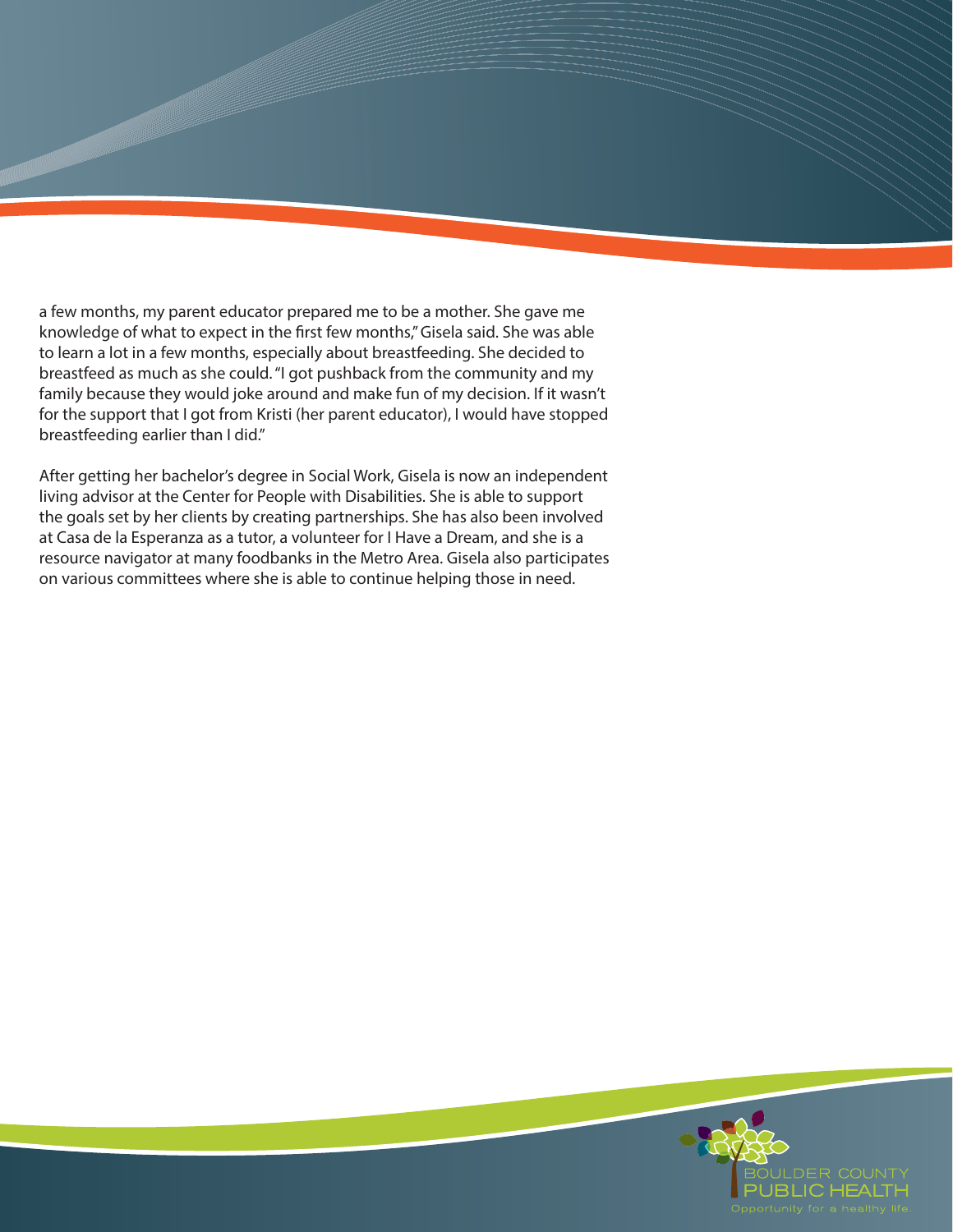a few months, my parent educator prepared me to be a mother. She gave me knowledge of what to expect in the first few months," Gisela said. She was able to learn a lot in a few months, especially about breastfeeding. She decided to breastfeed as much as she could. "I got pushback from the community and my family because they would joke around and make fun of my decision. If it wasn't for the support that I got from Kristi (her parent educator), I would have stopped breastfeeding earlier than I did."

After getting her bachelor's degree in Social Work, Gisela is now an independent living advisor at the Center for People with Disabilities. She is able to support the goals set by her clients by creating partnerships. She has also been involved at Casa de la Esperanza as a tutor, a volunteer for I Have a Dream, and she is a resource navigator at many foodbanks in the Metro Area. Gisela also participates on various committees where she is able to continue helping those in need.

BOULDER COUNTY PUBLIC HEALTH
Opportunity for a healthy life.